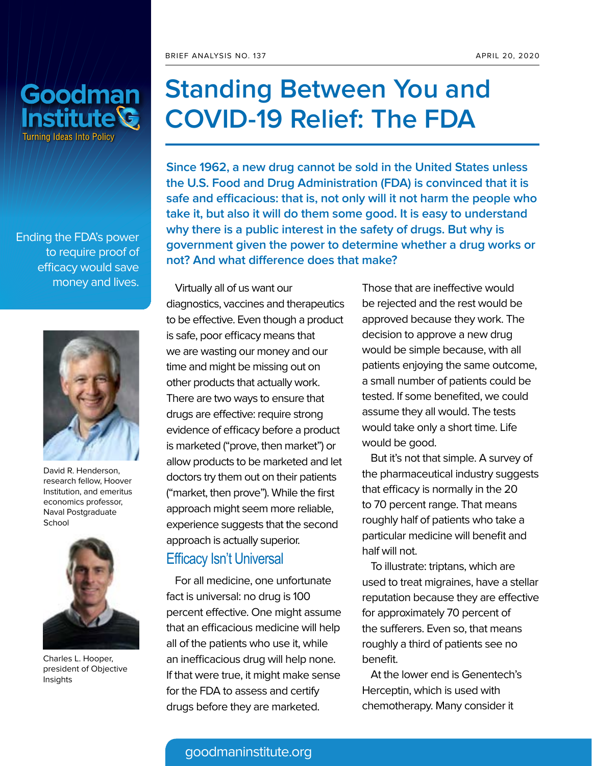BRIEF ANALYSIS NO. 137 APRIL 20, 2020

Goodman Institute

Turning Ideas Into Policy

# Standing Between You and COVID-19 Relief: The FDA

**Since 1962, a new drug cannot be sold in the United States unless the U.S. Food and Drug Administration (FDA) is convinced that it is safe and efficacious: that is, not only will it not harm the people who take it, but also it will do them some good. It is easy to understand why there is a public interest in the safety of drugs. But why is government given the power to determine whether a drug works or not? And what difference does that make?**

Ending the FDA's power to require proof of efficacy would save money and lives.

David R. Henderson, research fellow, Hoover Institution, and emeritus economics professor, Naval Postgraduate School

Charles L. Hooper, president of Objective Insights

Virtually all of us want our diagnostics, vaccines and therapeutics to be effective. Even though a product is safe, poor efficacy means that we are wasting our money and our time and might be missing out on other products that actually work. There are two ways to ensure that drugs are effective: require strong evidence of efficacy before a product is marketed ("prove, then market") or allow products to be marketed and let doctors try them out on their patients ("market, then prove"). While the first approach might seem more reliable, experience suggests that the second approach is actually superior.

## Efficacy Isn't Universal

For all medicine, one unfortunate fact is universal: no drug is 100 percent effective. One might assume that an efficacious medicine will help all of the patients who use it, while an inefficacious drug will help none. If that were true, it might make sense for the FDA to assess and certify drugs before they are marketed. Those that are ineffective would be rejected and the rest would be approved because they work. The decision to approve a new drug would be simple because, with all patients enjoying the same outcome, a small number of patients could be tested. If some benefited, we could assume they all would. The tests would take only a short time. Life would be good.

But it's not that simple. A survey of the pharmaceutical industry suggests that efficacy is normally in the 20 to 70 percent range. That means roughly half of patients who take a particular medicine will benefit and half will not.

To illustrate: triptans, which are used to treat migraines, have a stellar reputation because they are effective for approximately 70 percent of the sufferers. Even so, that means roughly a third of patients see no benefit.

At the lower end is Genentech's Herceptin, which is used with chemotherapy. Many consider it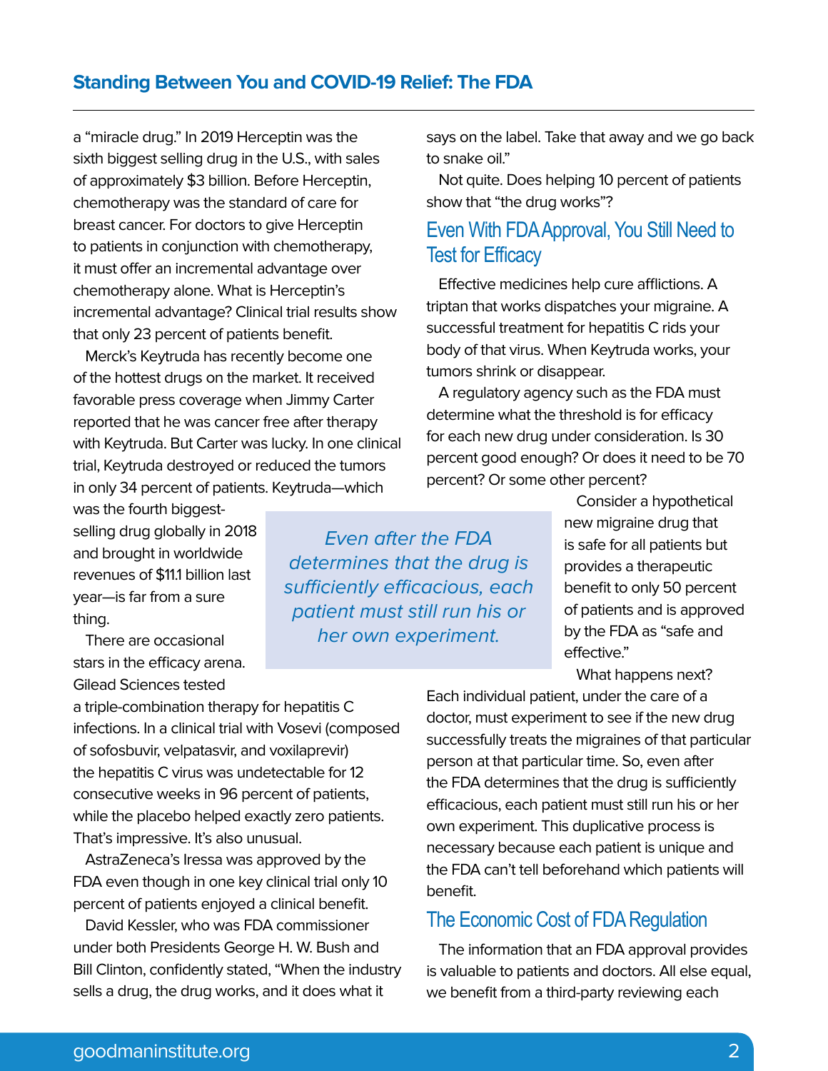a "miracle drug." In 2019 Herceptin was the sixth biggest selling drug in the U.S., with sales of approximately $3 billion. Before Herceptin, chemotherapy was the standard of care for breast cancer. For doctors to give Herceptin to patients in conjunction with chemotherapy, it must offer an incremental advantage over chemotherapy alone. What is Herceptin's incremental advantage? Clinical trial results show that only 23 percent of patients benefit.

Merck's Keytruda has recently become one of the hottest drugs on the market. It received favorable press coverage when Jimmy Carter reported that he was cancer free after therapy with Keytruda. But Carter was lucky. In one clinical trial, Keytruda destroyed or reduced the tumors in only 34 percent of patients. Keytruda—which was the fourth biggest-selling drug globally in 2018 and brought in worldwide revenues of $11.1 billion last year—is far from a sure thing.

There are occasional stars in the efficacy arena. Gilead Sciences tested a triple-combination therapy for hepatitis C infections. In a clinical trial with Vosevi (composed of sofosbuvir, velpatasvir, and voxilaprevir) the hepatitis C virus was undetectable for 12 consecutive weeks in 96 percent of patients, while the placebo helped exactly zero patients. That's impressive. It's also unusual.

AstraZeneca's Iressa was approved by the FDA even though in one key clinical trial only 10 percent of patients enjoyed a clinical benefit.

David Kessler, who was FDA commissioner under both Presidents George H. W. Bush and Bill Clinton, confidently stated, "When the industry sells a drug, the drug works, and it does what it says on the label. Take that away and we go back to snake oil."

Not quite. Does helping 10 percent of patients show that "the drug works"?

## Even With FDA Approval, You Still Need to Test for Efficacy

Effective medicines help cure afflictions. A triptan that works dispatches your migraine. A successful treatment for hepatitis C rids your body of that virus. When Keytruda works, your tumors shrink or disappear.

A regulatory agency such as the FDA must determine what the threshold is for efficacy for each new drug under consideration. Is 30 percent good enough? Or does it need to be 70 percent? Or some other percent?

Consider a hypothetical new migraine drug that is safe for all patients but provides a therapeutic benefit to only 50 percent of patients and is approved by the FDA as "safe and effective."

> *Even after the FDA determines that the drug is sufficiently efficacious, each patient must still run his or her own experiment.*

What happens next? Each individual patient, under the care of a doctor, must experiment to see if the new drug successfully treats the migraines of that particular person at that particular time. So, even after the FDA determines that the drug is sufficiently efficacious, each patient must still run his or her own experiment. This duplicative process is necessary because each patient is unique and the FDA can't tell beforehand which patients will benefit.

## The Economic Cost of FDA Regulation

The information that an FDA approval provides is valuable to patients and doctors. All else equal, we benefit from a third-party reviewing each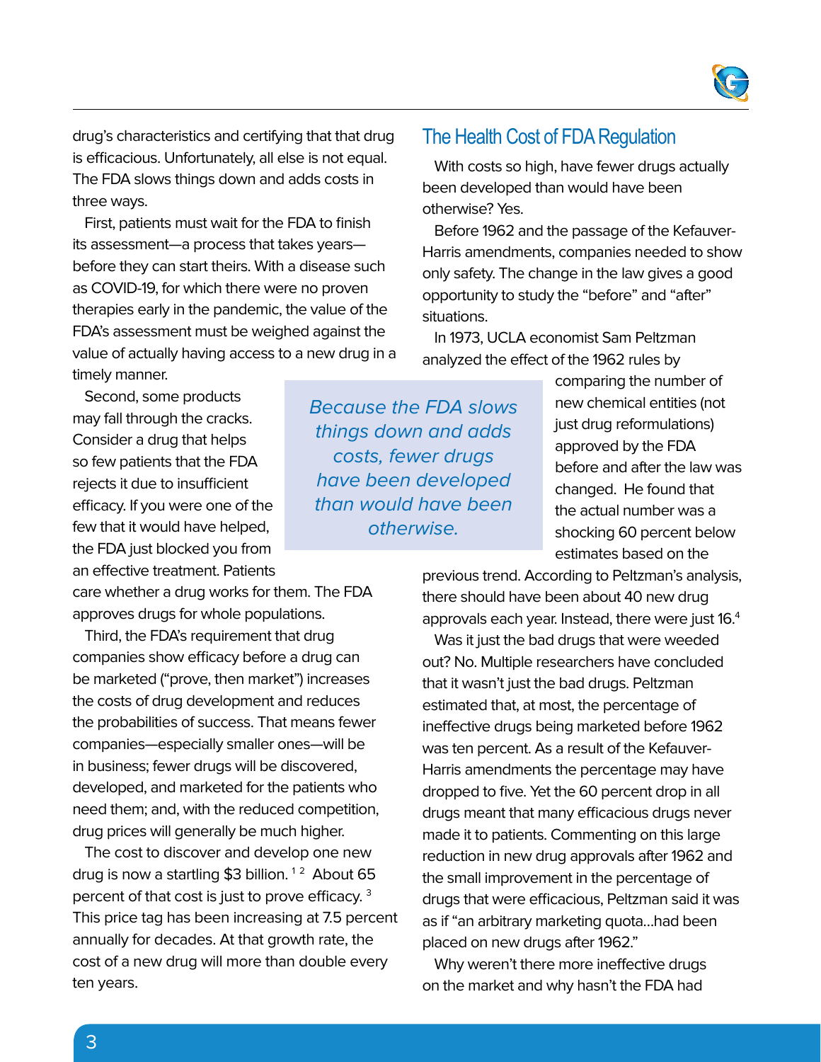drug's characteristics and certifying that that drug is efficacious. Unfortunately, all else is not equal. The FDA slows things down and adds costs in three ways.

First, patients must wait for the FDA to finish its assessment—a process that takes years—before they can start theirs. With a disease such as COVID-19, for which there were no proven therapies early in the pandemic, the value of the FDA's assessment must be weighed against the value of actually having access to a new drug in a timely manner.

Second, some products may fall through the cracks. Consider a drug that helps so few patients that the FDA rejects it due to insufficient efficacy. If you were one of the few that it would have helped, the FDA just blocked you from an effective treatment. Patients care whether a drug works for them. The FDA approves drugs for whole populations.

Third, the FDA's requirement that drug companies show efficacy before a drug can be marketed ("prove, then market") increases the costs of drug development and reduces the probabilities of success. That means fewer companies—especially smaller ones—will be in business; fewer drugs will be discovered, developed, and marketed for the patients who need them; and, with the reduced competition, drug prices will generally be much higher.

The cost to discover and develop one new drug is now a startling $3 billion.[1 2] About 65 percent of that cost is just to prove efficacy.[3] This price tag has been increasing at 7.5 percent annually for decades. At that growth rate, the cost of a new drug will more than double every ten years.

*Because the FDA slows things down and adds costs, fewer drugs have been developed than would have been otherwise.*

## The Health Cost of FDA Regulation

With costs so high, have fewer drugs actually been developed than would have been otherwise? Yes.

Before 1962 and the passage of the Kefauver-Harris amendments, companies needed to show only safety. The change in the law gives a good opportunity to study the "before" and "after" situations.

In 1973, UCLA economist Sam Peltzman analyzed the effect of the 1962 rules by comparing the number of new chemical entities (not just drug reformulations) approved by the FDA before and after the law was changed. He found that the actual number was a shocking 60 percent below estimates based on the previous trend. According to Peltzman's analysis, there should have been about 40 new drug approvals each year. Instead, there were just 16.[4]

Was it just the bad drugs that were weeded out? No. Multiple researchers have concluded that it wasn't just the bad drugs. Peltzman estimated that, at most, the percentage of ineffective drugs being marketed before 1962 was ten percent. As a result of the Kefauver-Harris amendments the percentage may have dropped to five. Yet the 60 percent drop in all drugs meant that many efficacious drugs never made it to patients. Commenting on this large reduction in new drug approvals after 1962 and the small improvement in the percentage of drugs that were efficacious, Peltzman said it was as if "an arbitrary marketing quota...had been placed on new drugs after 1962."

Why weren't there more ineffective drugs on the market and why hasn't the FDA had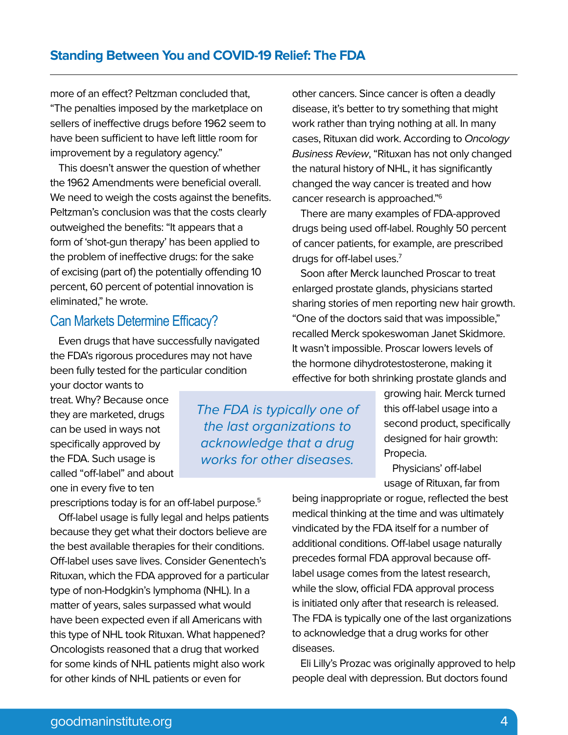more of an effect? Peltzman concluded that, "The penalties imposed by the marketplace on sellers of ineffective drugs before 1962 seem to have been sufficient to have left little room for improvement by a regulatory agency."

This doesn't answer the question of whether the 1962 Amendments were beneficial overall. We need to weigh the costs against the benefits. Peltzman's conclusion was that the costs clearly outweighed the benefits: "It appears that a form of 'shot-gun therapy' has been applied to the problem of ineffective drugs: for the sake of excising (part of) the potentially offending 10 percent, 60 percent of potential innovation is eliminated," he wrote.

## Can Markets Determine Efficacy?

Even drugs that have successfully navigated the FDA's rigorous procedures may not have been fully tested for the particular condition your doctor wants to treat. Why? Because once they are marketed, drugs can be used in ways not specifically approved by the FDA. Such usage is called "off-label" and about one in every five to ten prescriptions today is for an off-label purpose.[5]

> *The FDA is typically one of the last organizations to acknowledge that a drug works for other diseases.*

Off-label usage is fully legal and helps patients because they get what their doctors believe are the best available therapies for their conditions. Off-label uses save lives. Consider Genentech's Rituxan, which the FDA approved for a particular type of non-Hodgkin's lymphoma (NHL). In a matter of years, sales surpassed what would have been expected even if all Americans with this type of NHL took Rituxan. What happened? Oncologists reasoned that a drug that worked for some kinds of NHL patients might also work for other kinds of NHL patients or even for other cancers. Since cancer is often a deadly disease, it's better to try something that might work rather than trying nothing at all. In many cases, Rituxan did work. According to *Oncology Business Review*, "Rituxan has not only changed the natural history of NHL, it has significantly changed the way cancer is treated and how cancer research is approached."[6]

There are many examples of FDA-approved drugs being used off-label. Roughly 50 percent of cancer patients, for example, are prescribed drugs for off-label uses.[7]

Soon after Merck launched Proscar to treat enlarged prostate glands, physicians started sharing stories of men reporting new hair growth. "One of the doctors said that was impossible," recalled Merck spokeswoman Janet Skidmore. It wasn't impossible. Proscar lowers levels of the hormone dihydrotestosterone, making it effective for both shrinking prostate glands and growing hair. Merck turned this off-label usage into a second product, specifically designed for hair growth: Propecia.

Physicians' off-label usage of Rituxan, far from being inappropriate or rogue, reflected the best medical thinking at the time and was ultimately vindicated by the FDA itself for a number of additional conditions. Off-label usage naturally precedes formal FDA approval because off-label usage comes from the latest research, while the slow, official FDA approval process is initiated only after that research is released. The FDA is typically one of the last organizations to acknowledge that a drug works for other diseases.

Eli Lilly's Prozac was originally approved to help people deal with depression. But doctors found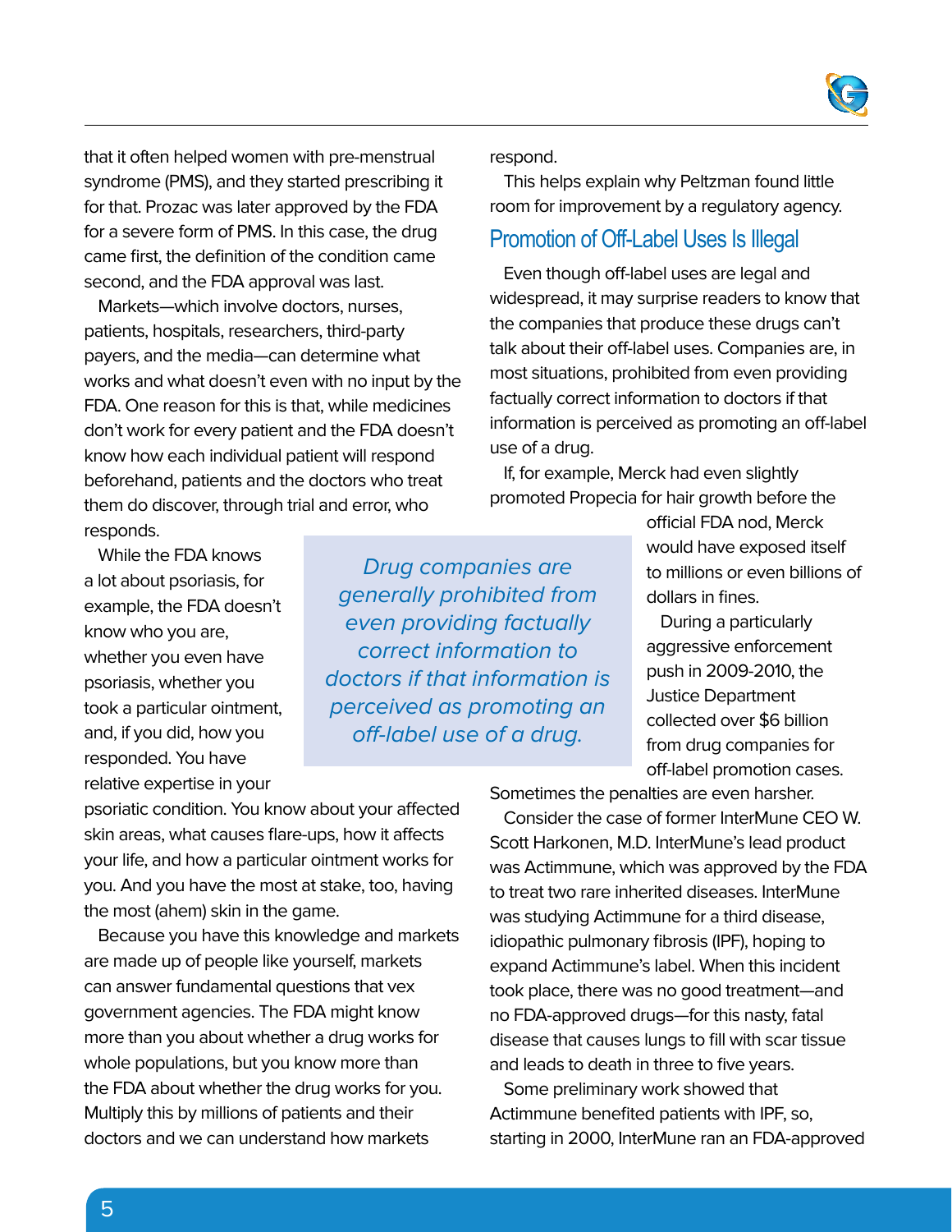that it often helped women with pre-menstrual syndrome (PMS), and they started prescribing it for that. Prozac was later approved by the FDA for a severe form of PMS. In this case, the drug came first, the definition of the condition came second, and the FDA approval was last.

Markets—which involve doctors, nurses, patients, hospitals, researchers, third-party payers, and the media—can determine what works and what doesn't even with no input by the FDA. One reason for this is that, while medicines don't work for every patient and the FDA doesn't know how each individual patient will respond beforehand, patients and the doctors who treat them do discover, through trial and error, who responds.

While the FDA knows a lot about psoriasis, for example, the FDA doesn't know who you are, whether you even have psoriasis, whether you took a particular ointment, and, if you did, how you responded. You have relative expertise in your psoriatic condition. You know about your affected skin areas, what causes flare-ups, how it affects your life, and how a particular ointment works for you. And you have the most at stake, too, having the most (ahem) skin in the game.

Because you have this knowledge and markets are made up of people like yourself, markets can answer fundamental questions that vex government agencies. The FDA might know more than you about whether a drug works for whole populations, but you know more than the FDA about whether the drug works for you. Multiply this by millions of patients and their doctors and we can understand how markets respond.

This helps explain why Peltzman found little room for improvement by a regulatory agency.

## Promotion of Off-Label Uses Is Illegal

Even though off-label uses are legal and widespread, it may surprise readers to know that the companies that produce these drugs can't talk about their off-label uses. Companies are, in most situations, prohibited from even providing factually correct information to doctors if that information is perceived as promoting an off-label use of a drug.

*Drug companies are generally prohibited from even providing factually correct information to doctors if that information is perceived as promoting an off-label use of a drug.*

If, for example, Merck had even slightly promoted Propecia for hair growth before the official FDA nod, Merck would have exposed itself to millions or even billions of dollars in fines.

During a particularly aggressive enforcement push in 2009-2010, the Justice Department collected over $6 billion from drug companies for off-label promotion cases. Sometimes the penalties are even harsher.

Consider the case of former InterMune CEO W. Scott Harkonen, M.D. InterMune's lead product was Actimmune, which was approved by the FDA to treat two rare inherited diseases. InterMune was studying Actimmune for a third disease, idiopathic pulmonary fibrosis (IPF), hoping to expand Actimmune's label. When this incident took place, there was no good treatment—and no FDA-approved drugs—for this nasty, fatal disease that causes lungs to fill with scar tissue and leads to death in three to five years.

Some preliminary work showed that Actimmune benefited patients with IPF, so, starting in 2000, InterMune ran an FDA-approved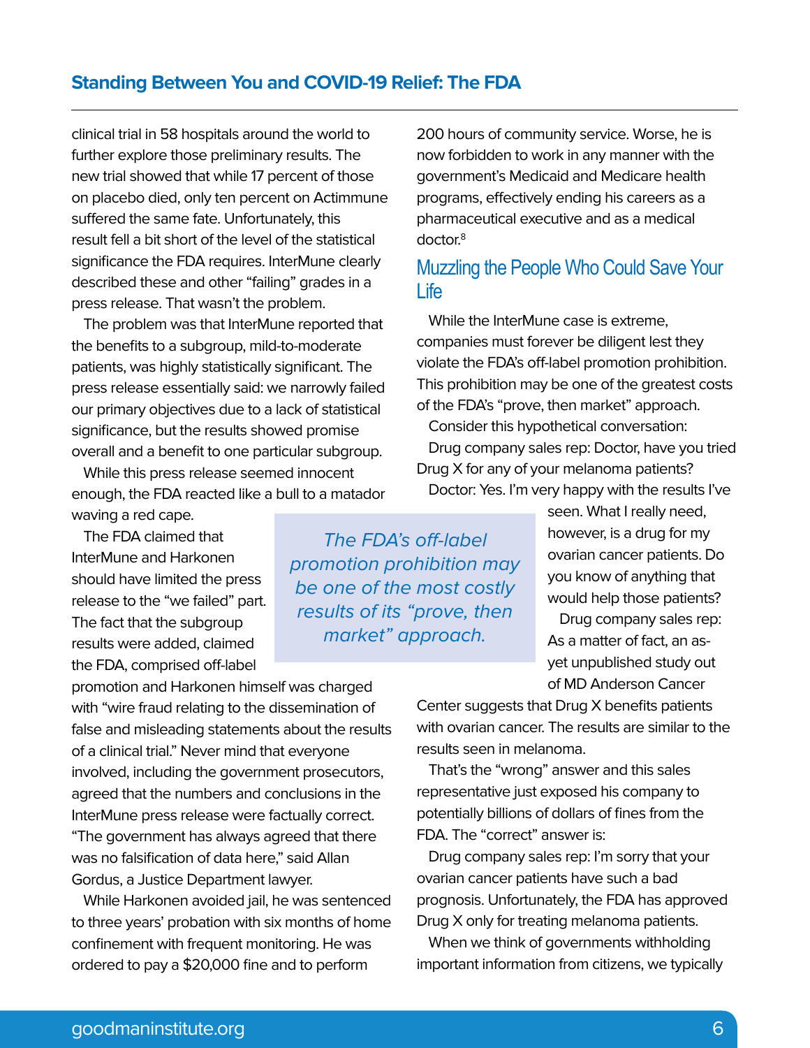clinical trial in 58 hospitals around the world to further explore those preliminary results. The new trial showed that while 17 percent of those on placebo died, only ten percent on Actimmune suffered the same fate. Unfortunately, this result fell a bit short of the level of the statistical significance the FDA requires. InterMune clearly described these and other "failing" grades in a press release. That wasn't the problem.

The problem was that InterMune reported that the benefits to a subgroup, mild-to-moderate patients, was highly statistically significant. The press release essentially said: we narrowly failed our primary objectives due to a lack of statistical significance, but the results showed promise overall and a benefit to one particular subgroup.

While this press release seemed innocent enough, the FDA reacted like a bull to a matador waving a red cape.

The FDA claimed that InterMune and Harkonen should have limited the press release to the "we failed" part. The fact that the subgroup results were added, claimed the FDA, comprised off-label promotion and Harkonen himself was charged with "wire fraud relating to the dissemination of false and misleading statements about the results of a clinical trial." Never mind that everyone involved, including the government prosecutors, agreed that the numbers and conclusions in the InterMune press release were factually correct. "The government has always agreed that there was no falsification of data here," said Allan Gordus, a Justice Department lawyer.

While Harkonen avoided jail, he was sentenced to three years' probation with six months of home confinement with frequent monitoring. He was ordered to pay a $20,000 fine and to perform 200 hours of community service. Worse, he is now forbidden to work in any manner with the government's Medicaid and Medicare health programs, effectively ending his careers as a pharmaceutical executive and as a medical doctor.[8]

## Muzzling the People Who Could Save Your Life

While the InterMune case is extreme, companies must forever be diligent lest they violate the FDA's off-label promotion prohibition. This prohibition may be one of the greatest costs of the FDA's "prove, then market" approach.

> *The FDA's off-label promotion prohibition may be one of the most costly results of its "prove, then market" approach.*

Consider this hypothetical conversation:

Drug company sales rep: Doctor, have you tried Drug X for any of your melanoma patients?

Doctor: Yes. I'm very happy with the results I've seen. What I really need, however, is a drug for my ovarian cancer patients. Do you know of anything that would help those patients?

Drug company sales rep: As a matter of fact, an as-yet unpublished study out of MD Anderson Cancer Center suggests that Drug X benefits patients with ovarian cancer. The results are similar to the results seen in melanoma.

That's the "wrong" answer and this sales representative just exposed his company to potentially billions of dollars of fines from the FDA. The "correct" answer is:

Drug company sales rep: I'm sorry that your ovarian cancer patients have such a bad prognosis. Unfortunately, the FDA has approved Drug X only for treating melanoma patients.

When we think of governments withholding important information from citizens, we typically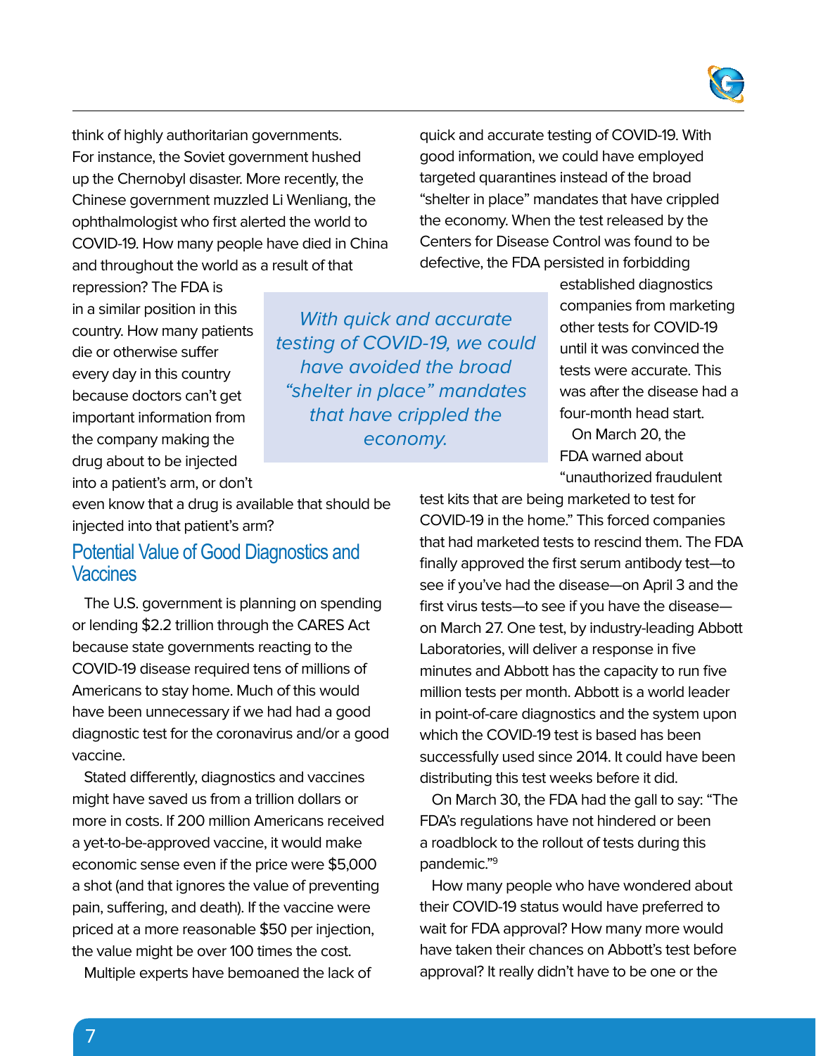think of highly authoritarian governments. For instance, the Soviet government hushed up the Chernobyl disaster. More recently, the Chinese government muzzled Li Wenliang, the ophthalmologist who first alerted the world to COVID-19. How many people have died in China and throughout the world as a result of that repression? The FDA is in a similar position in this country. How many patients die or otherwise suffer every day in this country because doctors can't get important information from the company making the drug about to be injected into a patient's arm, or don't even know that a drug is available that should be injected into that patient's arm?

> *With quick and accurate testing of COVID-19, we could have avoided the broad "shelter in place" mandates that have crippled the economy.*

## Potential Value of Good Diagnostics and Vaccines

The U.S. government is planning on spending or lending $2.2 trillion through the CARES Act because state governments reacting to the COVID-19 disease required tens of millions of Americans to stay home. Much of this would have been unnecessary if we had had a good diagnostic test for the coronavirus and/or a good vaccine.

Stated differently, diagnostics and vaccines might have saved us from a trillion dollars or more in costs. If 200 million Americans received a yet-to-be-approved vaccine, it would make economic sense even if the price were $5,000 a shot (and that ignores the value of preventing pain, suffering, and death). If the vaccine were priced at a more reasonable $50 per injection, the value might be over 100 times the cost.

Multiple experts have bemoaned the lack of quick and accurate testing of COVID-19. With good information, we could have employed targeted quarantines instead of the broad "shelter in place" mandates that have crippled the economy. When the test released by the Centers for Disease Control was found to be defective, the FDA persisted in forbidding established diagnostics companies from marketing other tests for COVID-19 until it was convinced the tests were accurate. This was after the disease had a four-month head start.

On March 20, the FDA warned about "unauthorized fraudulent test kits that are being marketed to test for COVID-19 in the home." This forced companies that had marketed tests to rescind them. The FDA finally approved the first serum antibody test—to see if you've had the disease—on April 3 and the first virus tests—to see if you have the disease—on March 27. One test, by industry-leading Abbott Laboratories, will deliver a response in five minutes and Abbott has the capacity to run five million tests per month. Abbott is a world leader in point-of-care diagnostics and the system upon which the COVID-19 test is based has been successfully used since 2014. It could have been distributing this test weeks before it did.

On March 30, the FDA had the gall to say: "The FDA's regulations have not hindered or been a roadblock to the rollout of tests during this pandemic."[9]

How many people who have wondered about their COVID-19 status would have preferred to wait for FDA approval? How many more would have taken their chances on Abbott's test before approval? It really didn't have to be one or the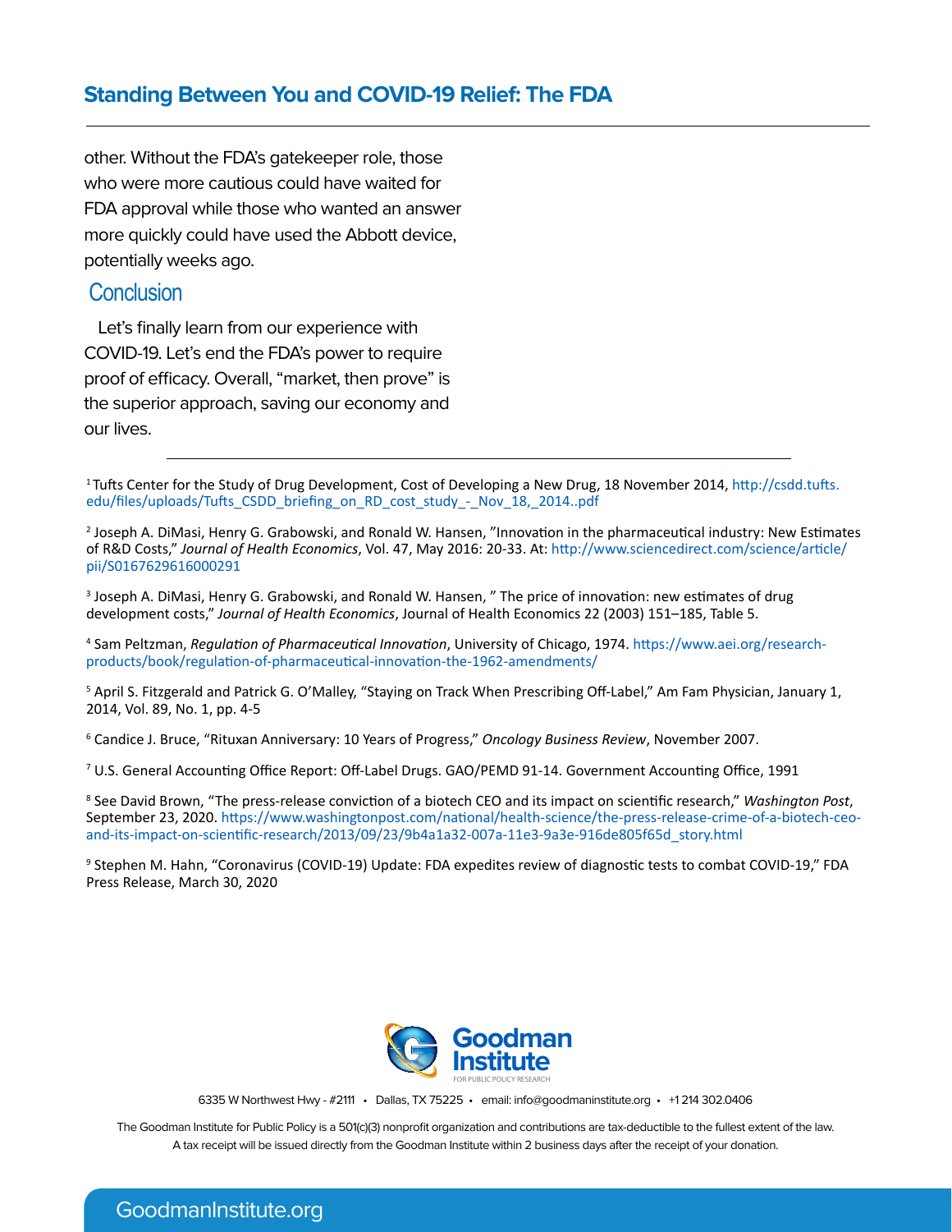other. Without the FDA's gatekeeper role, those who were more cautious could have waited for FDA approval while those who wanted an answer more quickly could have used the Abbott device, potentially weeks ago.

## Conclusion

Let's finally learn from our experience with COVID-19. Let's end the FDA's power to require proof of efficacy. Overall, "market, then prove" is the superior approach, saving our economy and our lives.

---

[1] Tufts Center for the Study of Drug Development, Cost of Developing a New Drug, 18 November 2014, http://csdd.tufts.edu/files/uploads/Tufts_CSDD_briefing_on_RD_cost_study_-_Nov_18,_2014..pdf

[2] Joseph A. DiMasi, Henry G. Grabowski, and Ronald W. Hansen, "Innovation in the pharmaceutical industry: New Estimates of R&D Costs," *Journal of Health Economics*, Vol. 47, May 2016: 20-33. At: http://www.sciencedirect.com/science/article/pii/S0167629616000291

[3] Joseph A. DiMasi, Henry G. Grabowski, and Ronald W. Hansen, " The price of innovation: new estimates of drug development costs," *Journal of Health Economics*, Journal of Health Economics 22 (2003) 151–185, Table 5.

[4] Sam Peltzman, *Regulation of Pharmaceutical Innovation*, University of Chicago, 1974. https://www.aei.org/research-products/book/regulation-of-pharmaceutical-innovation-the-1962-amendments/

[5] April S. Fitzgerald and Patrick G. O'Malley, "Staying on Track When Prescribing Off-Label," Am Fam Physician, January 1, 2014, Vol. 89, No. 1, pp. 4-5

[6] Candice J. Bruce, "Rituxan Anniversary: 10 Years of Progress," *Oncology Business Review*, November 2007.

[7] U.S. General Accounting Office Report: Off-Label Drugs. GAO/PEMD 91-14. Government Accounting Office, 1991

[8] See David Brown, "The press-release conviction of a biotech CEO and its impact on scientific research," *Washington Post*, September 23, 2020. https://www.washingtonpost.com/national/health-science/the-press-release-crime-of-a-biotech-ceo-and-its-impact-on-scientific-research/2013/09/23/9b4a1a32-007a-11e3-9a3e-916de805f65d_story.html

[9] Stephen M. Hahn, "Coronavirus (COVID-19) Update: FDA expedites review of diagnostic tests to combat COVID-19," FDA Press Release, March 30, 2020

Goodman Institute FOR PUBLIC POLICY RESEARCH

6335 W Northwest Hwy - #2111 • Dallas, TX 75225 • email: info@goodmaninstitute.org • +1 214 302.0406

The Goodman Institute for Public Policy is a 501(c)(3) nonprofit organization and contributions are tax-deductible to the fullest extent of the law. A tax receipt will be issued directly from the Goodman Institute within 2 business days after the receipt of your donation.

GoodmanInstitute.org